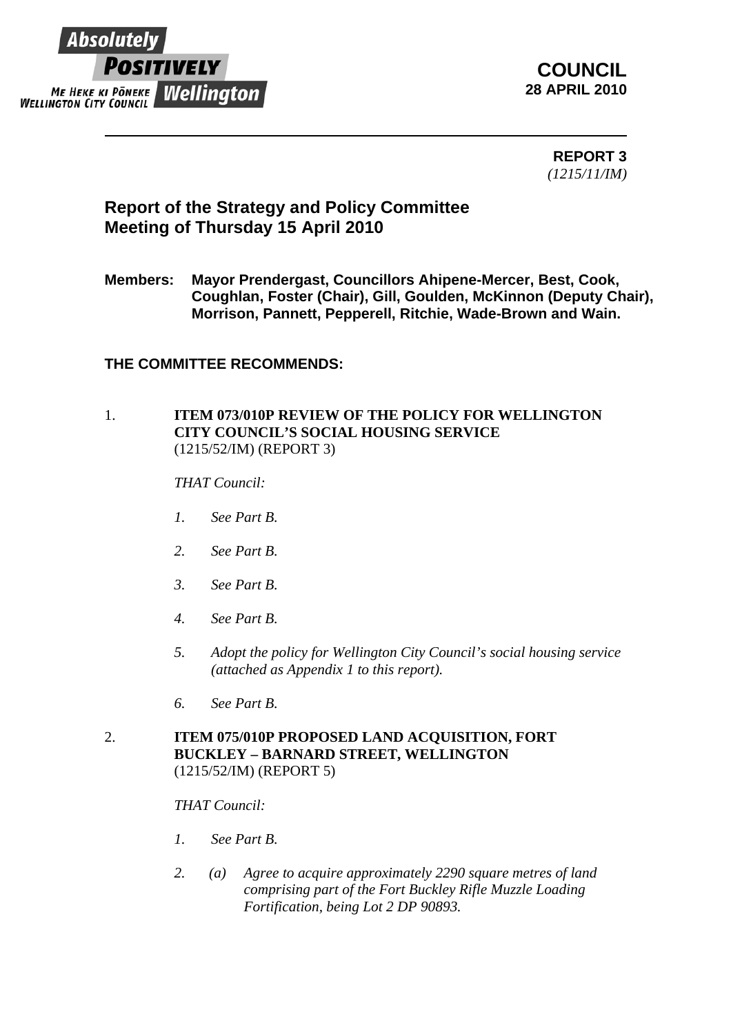**Absolutely POSITIVELY Wellington**
**ME HEKE KI PŌNEKE**
**WELLINGTON CITY COUNCIL**

**COUNCIL**
**28 APRIL 2010**

---

**REPORT 3**
*(1215/11/IM)*

## Report of the Strategy and Policy Committee
## Meeting of Thursday 15 April 2010

**Members: Mayor Prendergast, Councillors Ahipene-Mercer, Best, Cook, Coughlan, Foster (Chair), Gill, Goulden, McKinnon (Deputy Chair), Morrison, Pannett, Pepperell, Ritchie, Wade-Brown and Wain.**

**THE COMMITTEE RECOMMENDS:**

1. **ITEM 073/010P REVIEW OF THE POLICY FOR WELLINGTON CITY COUNCIL'S SOCIAL HOUSING SERVICE**
(1215/52/IM) (REPORT 3)

*THAT Council:*

*1. See Part B.*

*2. See Part B.*

*3. See Part B.*

*4. See Part B.*

*5. Adopt the policy for Wellington City Council's social housing service (attached as Appendix 1 to this report).*

*6. See Part B.*

2. **ITEM 075/010P PROPOSED LAND ACQUISITION, FORT BUCKLEY – BARNARD STREET, WELLINGTON**
(1215/52/IM) (REPORT 5)

*THAT Council:*

*1. See Part B.*

*2. (a) Agree to acquire approximately 2290 square metres of land comprising part of the Fort Buckley Rifle Muzzle Loading Fortification, being Lot 2 DP 90893.*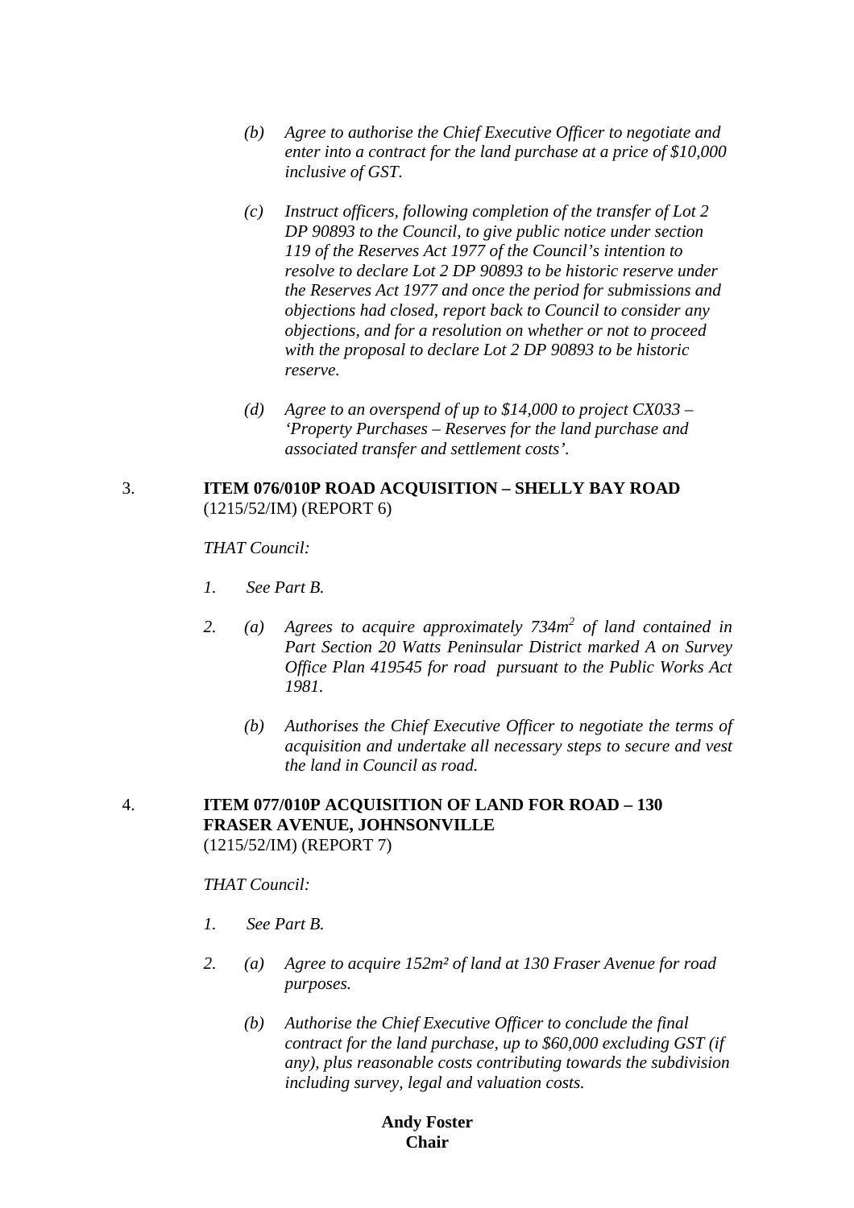(b) *Agree to authorise the Chief Executive Officer to negotiate and enter into a contract for the land purchase at a price of $10,000 inclusive of GST.*

(c) *Instruct officers, following completion of the transfer of Lot 2 DP 90893 to the Council, to give public notice under section 119 of the Reserves Act 1977 of the Council's intention to resolve to declare Lot 2 DP 90893 to be historic reserve under the Reserves Act 1977 and once the period for submissions and objections had closed, report back to Council to consider any objections, and for a resolution on whether or not to proceed with the proposal to declare Lot 2 DP 90893 to be historic reserve.*

(d) *Agree to an overspend of up to $14,000 to project CX033 – 'Property Purchases – Reserves for the land purchase and associated transfer and settlement costs'.*

3. **ITEM 076/010P ROAD ACQUISITION – SHELLY BAY ROAD**
(1215/52/IM) (REPORT 6)

*THAT Council:*

*1. See Part B.*

*2. (a) Agrees to acquire approximately 734m$^2$ of land contained in Part Section 20 Watts Peninsular District marked A on Survey Office Plan 419545 for road pursuant to the Public Works Act 1981.*

*(b) Authorises the Chief Executive Officer to negotiate the terms of acquisition and undertake all necessary steps to secure and vest the land in Council as road.*

4. **ITEM 077/010P ACQUISITION OF LAND FOR ROAD – 130 FRASER AVENUE, JOHNSONVILLE**
(1215/52/IM) (REPORT 7)

*THAT Council:*

*1. See Part B.*

*2. (a) Agree to acquire 152m$^2$ of land at 130 Fraser Avenue for road purposes.*

*(b) Authorise the Chief Executive Officer to conclude the final contract for the land purchase, up to $60,000 excluding GST (if any), plus reasonable costs contributing towards the subdivision including survey, legal and valuation costs.*

**Andy Foster**
**Chair**